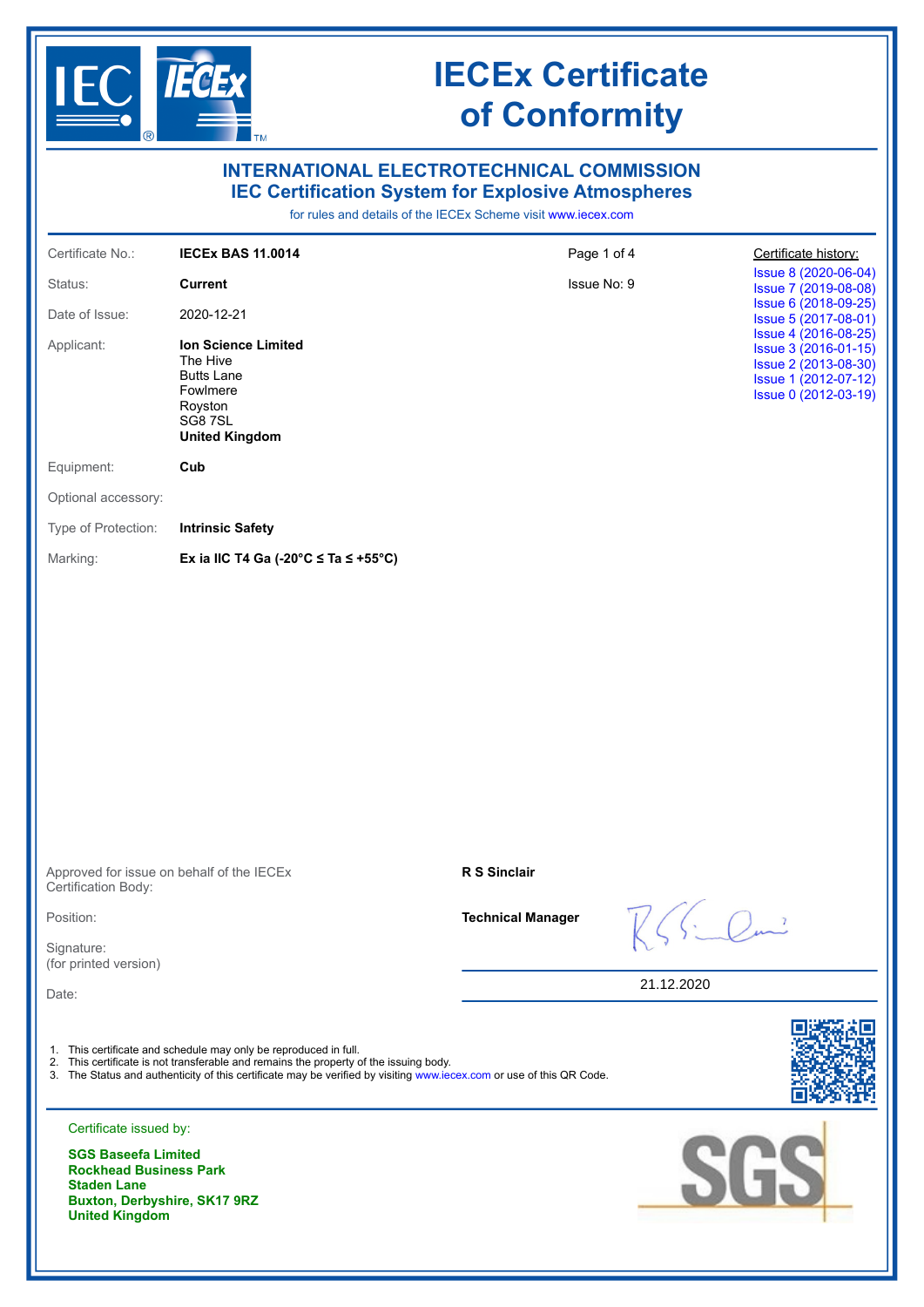# IECEx Certificate of Conformity

## INTERNATIONAL ELECTROTECHNICAL COMMISSION
## IEC Certification System for Explosive Atmospheres

for rules and details of the IECEx Scheme visit www.iecex.com

| | | | |
|---|---|---|---|
| Certificate No.: | **IECEx BAS 11.0014** | Page 1 of 4 | Certificate history: |
| Status: | **Current** | Issue No: 9 | Issue 8 (2020-06-04) |
| Date of Issue: | 2020-12-21 | | Issue 7 (2019-08-08) |
| Applicant: | **Ion Science Limited**<br>The Hive<br>Butts Lane<br>Fowlmere<br>Royston<br>SG8 7SL<br>**United Kingdom** | | Issue 6 (2018-09-25)<br>Issue 5 (2017-08-01)<br>Issue 4 (2016-08-25)<br>Issue 3 (2016-01-15)<br>Issue 2 (2013-08-30)<br>Issue 1 (2012-07-12)<br>Issue 0 (2012-03-19) |
| Equipment: | **Cub** | | |
| Optional accessory: | | | |
| Type of Protection: | **Intrinsic Safety** | | |
| Marking: | **Ex ia IIC T4 Ga (-20°C ≤ Ta ≤ +55°C)** | | |

Approved for issue on behalf of the IECEx Certification Body: **R S Sinclair**

Position: **Technical Manager**

Signature:
(for printed version)

Date: 21.12.2020

1. This certificate and schedule may only be reproduced in full.
2. This certificate is not transferable and remains the property of the issuing body.
3. The Status and authenticity of this certificate may be verified by visiting www.iecex.com or use of this QR Code.

Certificate issued by:

**SGS Baseefa Limited**
**Rockhead Business Park**
**Staden Lane**
**Buxton, Derbyshire, SK17 9RZ**
**United Kingdom**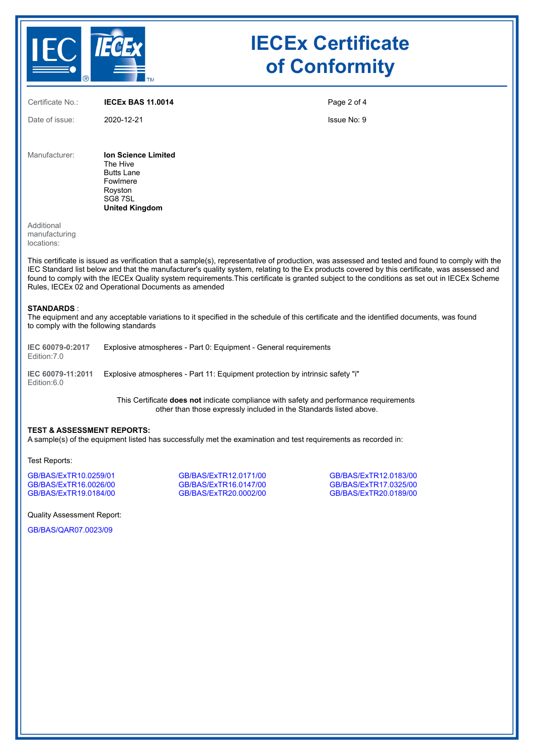# IECEx Certificate of Conformity

Certificate No.: **IECEx BAS 11.0014**

Date of issue: 2020-12-21

Issue No: 9

Manufacturer: **Ion Science Limited**
The Hive
Butts Lane
Fowlmere
Royston
SG8 7SL
**United Kingdom**

Additional manufacturing locations:

This certificate is issued as verification that a sample(s), representative of production, was assessed and tested and found to comply with the IEC Standard list below and that the manufacturer's quality system, relating to the Ex products covered by this certificate, was assessed and found to comply with the IECEx Quality system requirements.This certificate is granted subject to the conditions as set out in IECEx Scheme Rules, IECEx 02 and Operational Documents as amended

**STANDARDS** :
The equipment and any acceptable variations to it specified in the schedule of this certificate and the identified documents, was found to comply with the following standards

| | |
|---|---|
| **IEC 60079-0:2017** Edition:7.0 | Explosive atmospheres - Part 0: Equipment - General requirements |
| **IEC 60079-11:2011** Edition:6.0 | Explosive atmospheres - Part 11: Equipment protection by intrinsic safety "i" |

This Certificate **does not** indicate compliance with safety and performance requirements other than those expressly included in the Standards listed above.

**TEST & ASSESSMENT REPORTS:**
A sample(s) of the equipment listed has successfully met the examination and test requirements as recorded in:

Test Reports:

GB/BAS/ExTR10.0259/01
GB/BAS/ExTR12.0171/00
GB/BAS/ExTR12.0183/00
GB/BAS/ExTR16.0026/00
GB/BAS/ExTR16.0147/00
GB/BAS/ExTR17.0325/00
GB/BAS/ExTR19.0184/00
GB/BAS/ExTR20.0002/00
GB/BAS/ExTR20.0189/00

Quality Assessment Report:

GB/BAS/QAR07.0023/09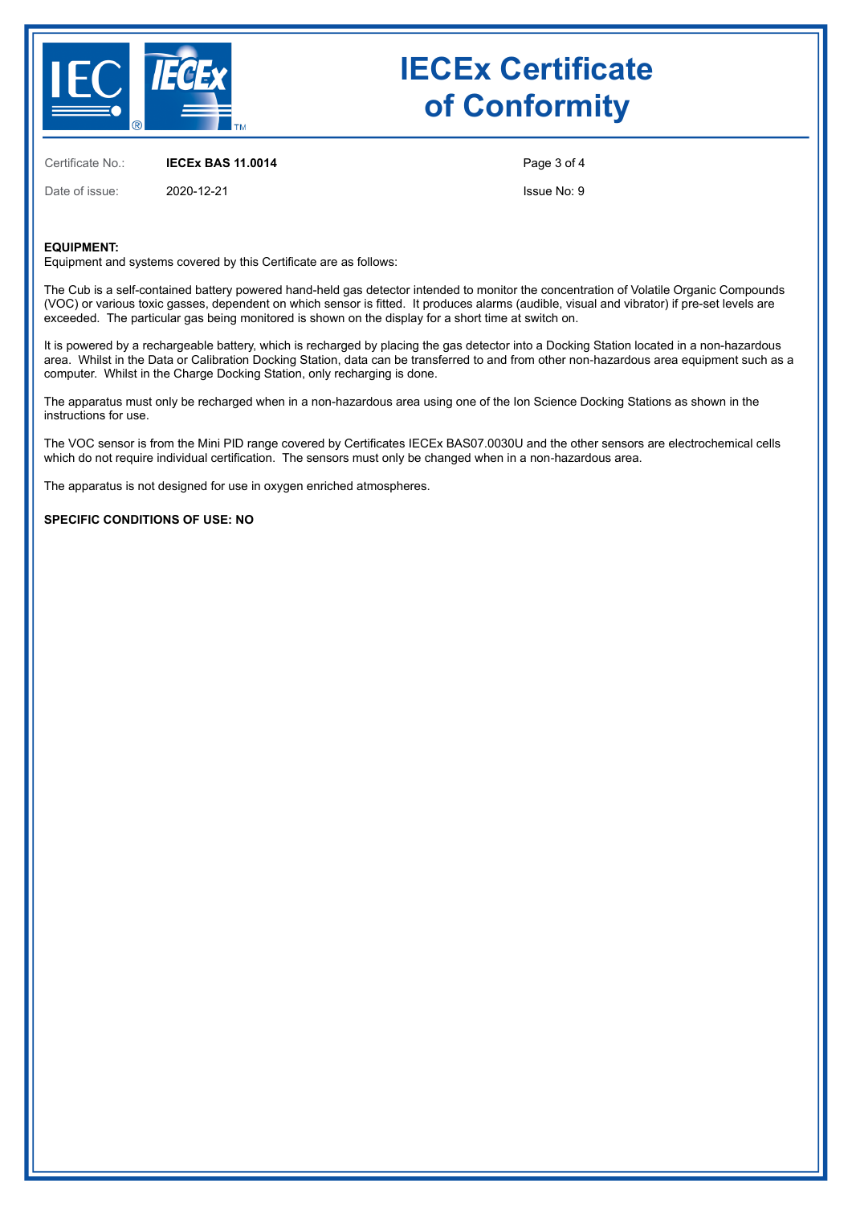# IECEx Certificate of Conformity

| | | | |
|---|---|---|---|
| Certificate No.: | **IECEx BAS 11.0014** | | |
| Date of issue: | 2020-12-21 | | Issue No: 9 |

**EQUIPMENT:**
Equipment and systems covered by this Certificate are as follows:

The Cub is a self-contained battery powered hand-held gas detector intended to monitor the concentration of Volatile Organic Compounds (VOC) or various toxic gasses, dependent on which sensor is fitted. It produces alarms (audible, visual and vibrator) if pre-set levels are exceeded. The particular gas being monitored is shown on the display for a short time at switch on.

It is powered by a rechargeable battery, which is recharged by placing the gas detector into a Docking Station located in a non-hazardous area. Whilst in the Data or Calibration Docking Station, data can be transferred to and from other non-hazardous area equipment such as a computer. Whilst in the Charge Docking Station, only recharging is done.

The apparatus must only be recharged when in a non-hazardous area using one of the Ion Science Docking Stations as shown in the instructions for use.

The VOC sensor is from the Mini PID range covered by Certificates IECEx BAS07.0030U and the other sensors are electrochemical cells which do not require individual certification. The sensors must only be changed when in a non-hazardous area.

The apparatus is not designed for use in oxygen enriched atmospheres.

**SPECIFIC CONDITIONS OF USE: NO**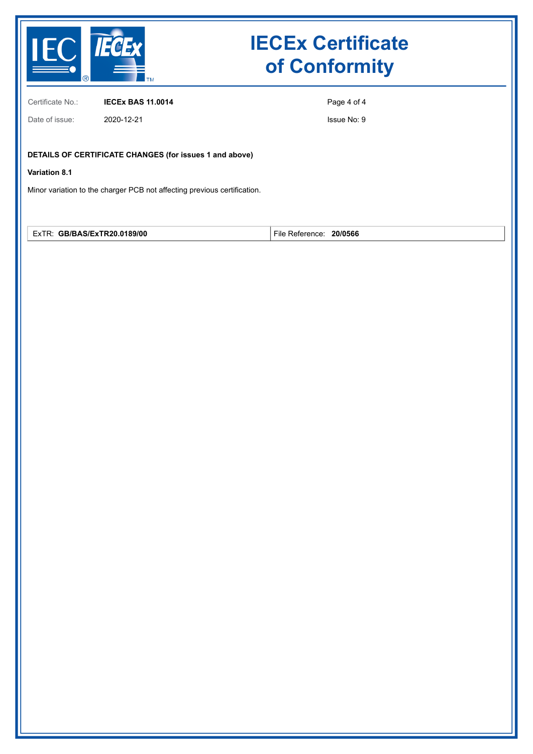Certificate No.: **IECEx BAS 11.0014**

Date of issue: 2020-12-21

Issue No: 9

**DETAILS OF CERTIFICATE CHANGES (for issues 1 and above)**

**Variation 8.1**

Minor variation to the charger PCB not affecting previous certification.

| | |
|---|---|
| ExTR: **GB/BAS/ExTR20.0189/00** | File Reference: **20/0566** |